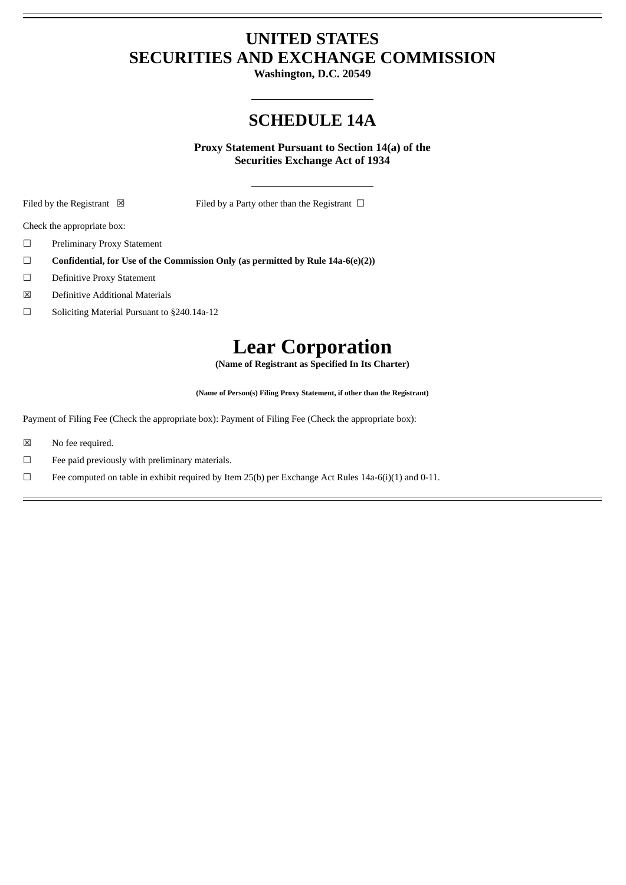# UNITED STATES
# SECURITIES AND EXCHANGE COMMISSION

**Washington, D.C. 20549**

---

## SCHEDULE 14A

**Proxy Statement Pursuant to Section 14(a) of the Securities Exchange Act of 1934**

---

Filed by the Registrant ☒ Filed by a Party other than the Registrant ☐

Check the appropriate box:

☐ Preliminary Proxy Statement

☐ **Confidential, for Use of the Commission Only (as permitted by Rule 14a-6(e)(2))**

☐ Definitive Proxy Statement

☒ Definitive Additional Materials

☐ Soliciting Material Pursuant to §240.14a-12

# Lear Corporation

**(Name of Registrant as Specified In Its Charter)**

**(Name of Person(s) Filing Proxy Statement, if other than the Registrant)**

Payment of Filing Fee (Check the appropriate box): Payment of Filing Fee (Check the appropriate box):

☒ No fee required.

☐ Fee paid previously with preliminary materials.

☐ Fee computed on table in exhibit required by Item 25(b) per Exchange Act Rules 14a-6(i)(1) and 0-11.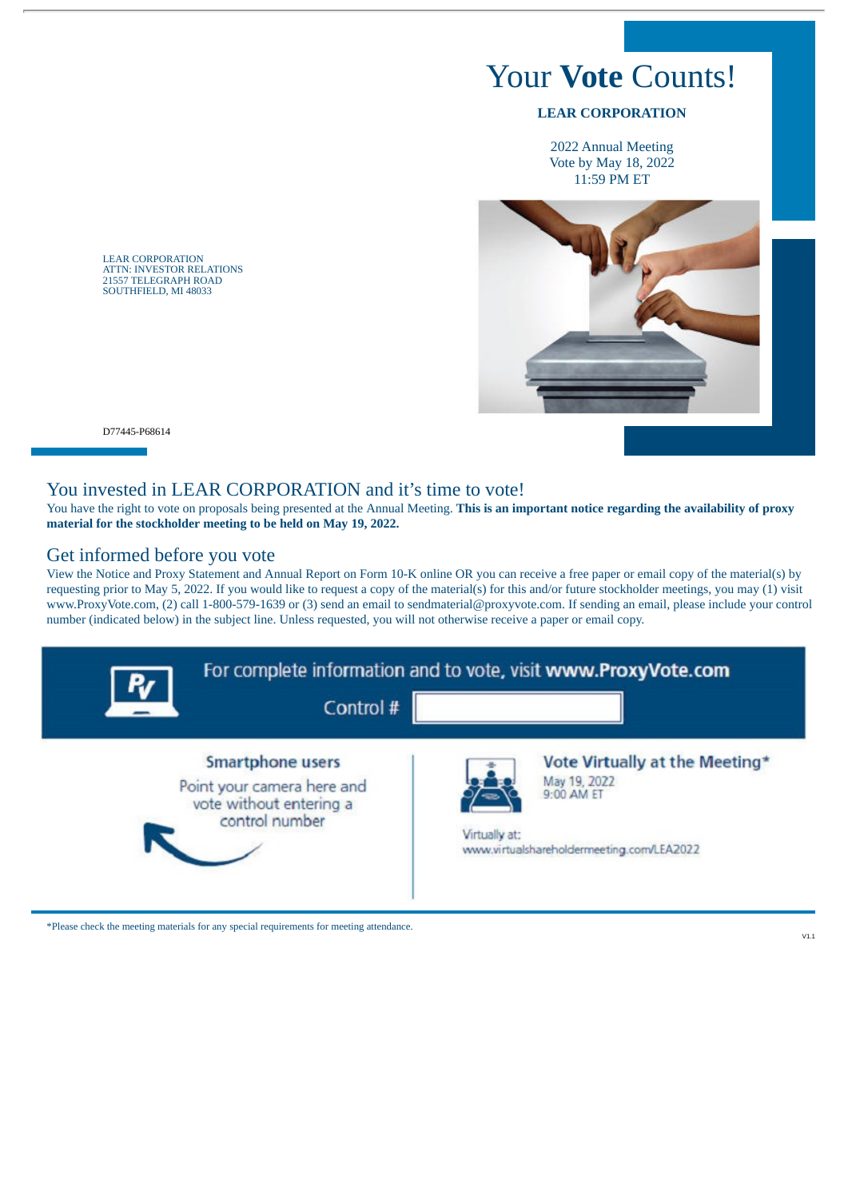# Your **Vote** Counts!

**LEAR CORPORATION**

2022 Annual Meeting
Vote by May 18, 2022
11:59 PM ET

LEAR CORPORATION
ATTN: INVESTOR RELATIONS
21557 TELEGRAPH ROAD
SOUTHFIELD, MI 48033

D77445-P68614

## You invested in LEAR CORPORATION and it's time to vote!

You have the right to vote on proposals being presented at the Annual Meeting. **This is an important notice regarding the availability of proxy material for the stockholder meeting to be held on May 19, 2022.**

## Get informed before you vote

View the Notice and Proxy Statement and Annual Report on Form 10-K online OR you can receive a free paper or email copy of the material(s) by requesting prior to May 5, 2022. If you would like to request a copy of the material(s) for this and/or future stockholder meetings, you may (1) visit www.ProxyVote.com, (2) call 1-800-579-1639 or (3) send an email to sendmaterial@proxyvote.com. If sending an email, please include your control number (indicated below) in the subject line. Unless requested, you will not otherwise receive a paper or email copy.

For complete information and to vote, visit **www.ProxyVote.com**

Control #

**Smartphone users**

Point your camera here and vote without entering a control number

**Vote Virtually at the Meeting***

May 19, 2022
9:00 AM ET

Virtually at:
www.virtualshareholdermeeting.com/LEA2022

*Please check the meeting materials for any special requirements for meeting attendance.

V1.1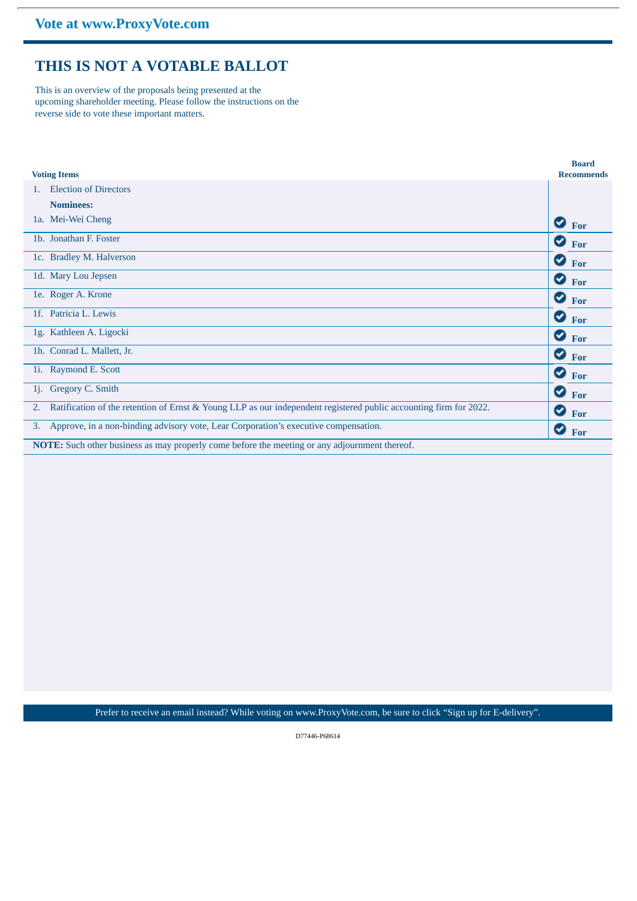**Vote at www.ProxyVote.com**

# THIS IS NOT A VOTABLE BALLOT

This is an overview of the proposals being presented at the upcoming shareholder meeting. Please follow the instructions on the reverse side to vote these important matters.

| Voting Items | Board Recommends |
|---|---|
| 1. Election of Directors | |
| **Nominees:** | |
| 1a. Mei-Wei Cheng | For |
| 1b. Jonathan F. Foster | For |
| 1c. Bradley M. Halverson | For |
| 1d. Mary Lou Jepsen | For |
| 1e. Roger A. Krone | For |
| 1f. Patricia L. Lewis | For |
| 1g. Kathleen A. Ligocki | For |
| 1h. Conrad L. Mallett, Jr. | For |
| 1i. Raymond E. Scott | For |
| 1j. Gregory C. Smith | For |
| 2. Ratification of the retention of Ernst & Young LLP as our independent registered public accounting firm for 2022. | For |
| 3. Approve, in a non-binding advisory vote, Lear Corporation's executive compensation. | For |

**NOTE:** Such other business as may properly come before the meeting or any adjournment thereof.

Prefer to receive an email instead? While voting on www.ProxyVote.com, be sure to click "Sign up for E-delivery".

D77446-P68614